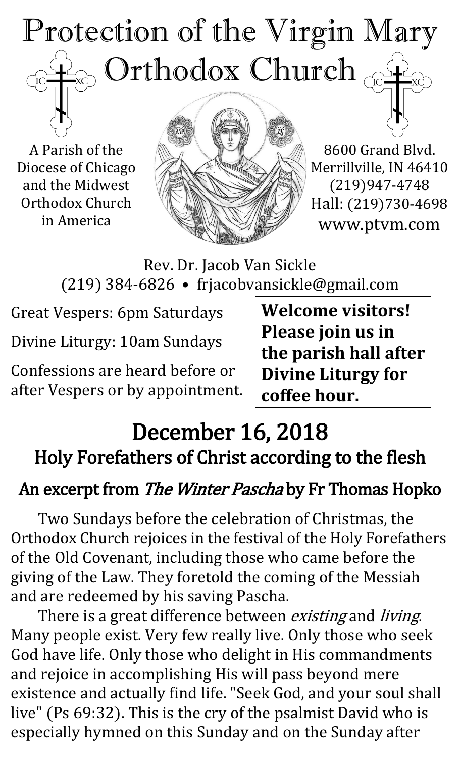# Protection of the Virgin Mary Orthodox Church

A Parish of the Diocese of Chicago and the Midwest Orthodox Church in America

8600 Grand Blvd.
Merrillville, IN 46410
(219)947-4748
Hall: (219)730-4698
www.ptvm.com

Rev. Dr. Jacob Van Sickle
(219) 384-6826 • frjacobvansickle@gmail.com

Great Vespers: 6pm Saturdays

Divine Liturgy: 10am Sundays

Confessions are heard before or after Vespers or by appointment.

**Welcome visitors! Please join us in the parish hall after Divine Liturgy for coffee hour.**

## December 16, 2018

## Holy Forefathers of Christ according to the flesh

### An excerpt from *The Winter Pascha* by Fr Thomas Hopko

Two Sundays before the celebration of Christmas, the Orthodox Church rejoices in the festival of the Holy Forefathers of the Old Covenant, including those who came before the giving of the Law. They foretold the coming of the Messiah and are redeemed by his saving Pascha.

There is a great difference between *existing* and *living*. Many people exist. Very few really live. Only those who seek God have life. Only those who delight in His commandments and rejoice in accomplishing His will pass beyond mere existence and actually find life. "Seek God, and your soul shall live" (Ps 69:32). This is the cry of the psalmist David who is especially hymned on this Sunday and on the Sunday after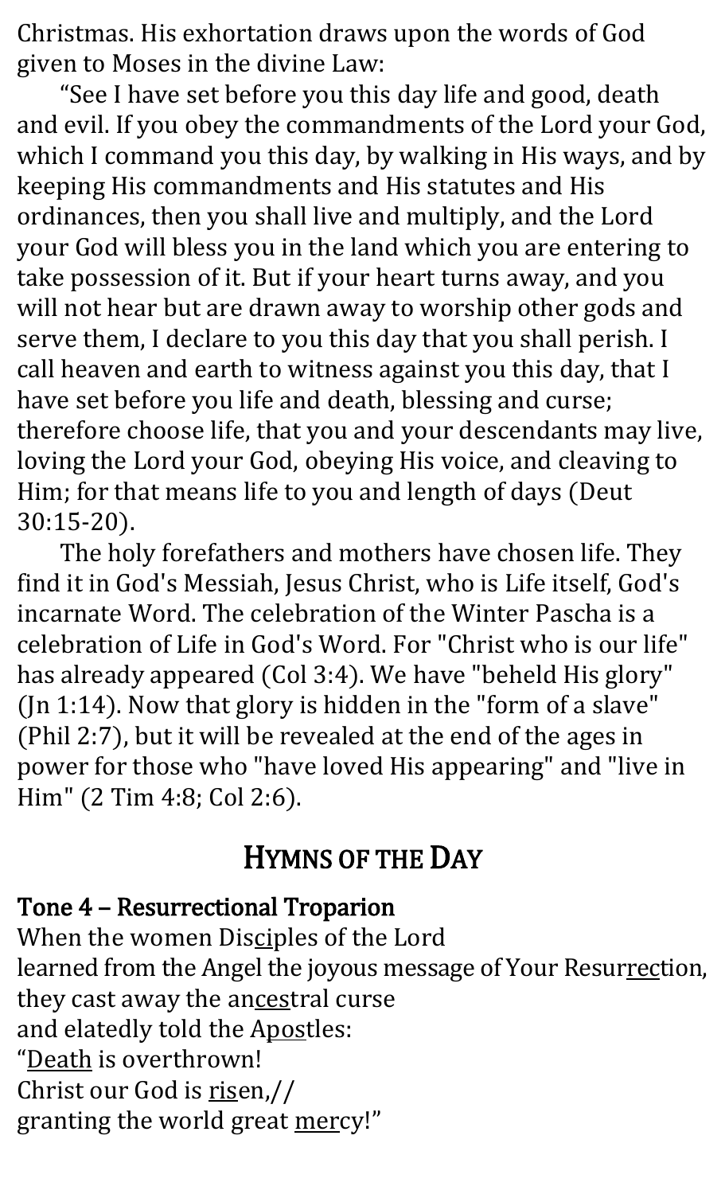Christmas. His exhortation draws upon the words of God given to Moses in the divine Law:

"See I have set before you this day life and good, death and evil. If you obey the commandments of the Lord your God, which I command you this day, by walking in His ways, and by keeping His commandments and His statutes and His ordinances, then you shall live and multiply, and the Lord your God will bless you in the land which you are entering to take possession of it. But if your heart turns away, and you will not hear but are drawn away to worship other gods and serve them, I declare to you this day that you shall perish. I call heaven and earth to witness against you this day, that I have set before you life and death, blessing and curse; therefore choose life, that you and your descendants may live, loving the Lord your God, obeying His voice, and cleaving to Him; for that means life to you and length of days (Deut 30:15-20).

The holy forefathers and mothers have chosen life. They find it in God's Messiah, Jesus Christ, who is Life itself, God's incarnate Word. The celebration of the Winter Pascha is a celebration of Life in God's Word. For "Christ who is our life" has already appeared (Col 3:4). We have "beheld His glory" (Jn 1:14). Now that glory is hidden in the "form of a slave" (Phil 2:7), but it will be revealed at the end of the ages in power for those who "have loved His appearing" and "live in Him" (2 Tim 4:8; Col 2:6).

## Hymns of the Day

**Tone 4 – Resurrectional Troparion**

When the women Dis<u>ci</u>ples of the Lord
learned from the Angel the joyous message of Your Resur<u>rec</u>tion,
they cast away the an<u>ces</u>tral curse
and elatedly told the A<u>pos</u>tles:
"<u>Death</u> is overthrown!
Christ our God is <u>ris</u>en,//
granting the world great <u>mer</u>cy!"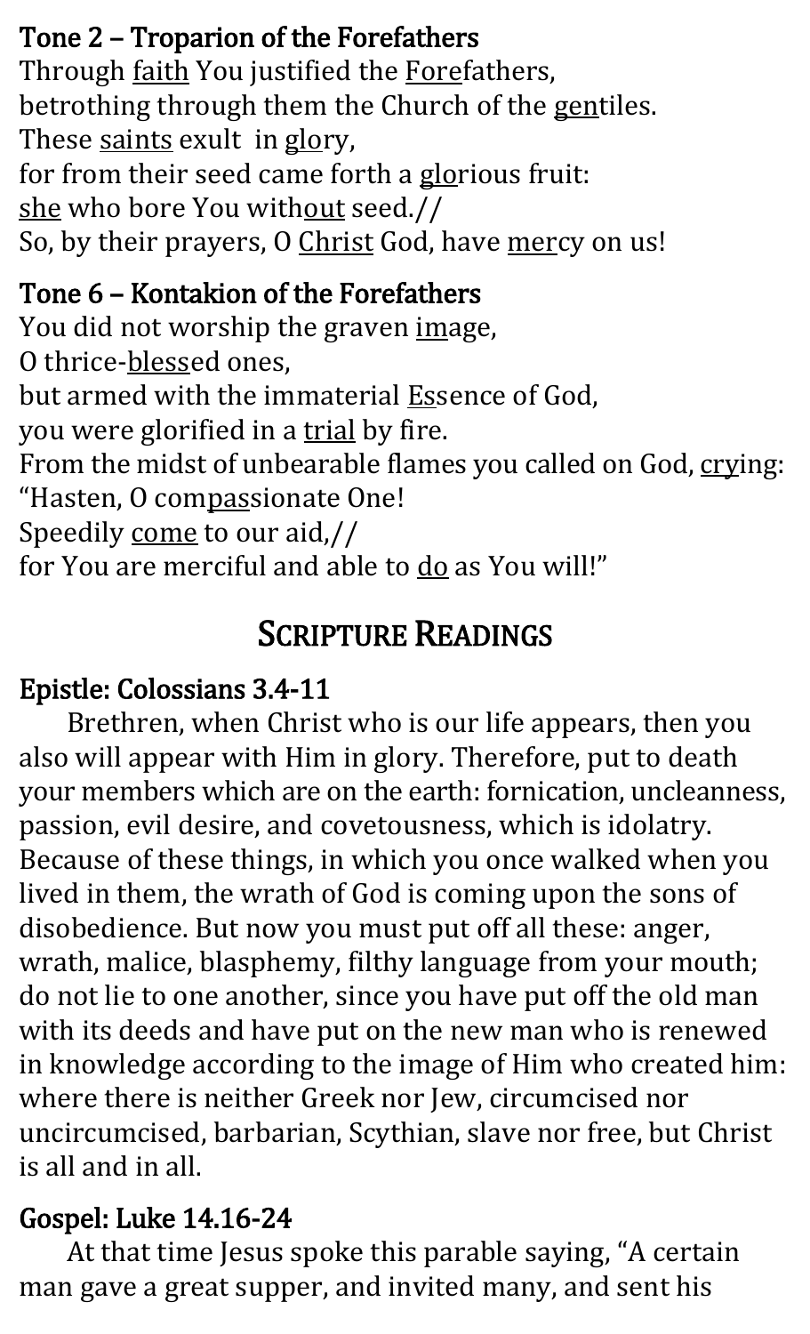### Tone 2 – Troparion of the Forefathers

Through faith You justified the Forefathers,
betrothing through them the Church of the gentiles.
These saints exult in glory,
for from their seed came forth a glorious fruit:
she who bore You without seed.//
So, by their prayers, O Christ God, have mercy on us!

### Tone 6 – Kontakion of the Forefathers

You did not worship the graven image,
O thrice-blessed ones,
but armed with the immaterial Essence of God,
you were glorified in a trial by fire.
From the midst of unbearable flames you called on God, crying:
"Hasten, O compassionate One!
Speedily come to our aid,//
for You are merciful and able to do as You will!"

## Scripture Readings

### Epistle: Colossians 3.4-11

Brethren, when Christ who is our life appears, then you also will appear with Him in glory. Therefore, put to death your members which are on the earth: fornication, uncleanness, passion, evil desire, and covetousness, which is idolatry. Because of these things, in which you once walked when you lived in them, the wrath of God is coming upon the sons of disobedience. But now you must put off all these: anger, wrath, malice, blasphemy, filthy language from your mouth; do not lie to one another, since you have put off the old man with its deeds and have put on the new man who is renewed in knowledge according to the image of Him who created him: where there is neither Greek nor Jew, circumcised nor uncircumcised, barbarian, Scythian, slave nor free, but Christ is all and in all.

### Gospel: Luke 14.16-24

At that time Jesus spoke this parable saying, "A certain man gave a great supper, and invited many, and sent his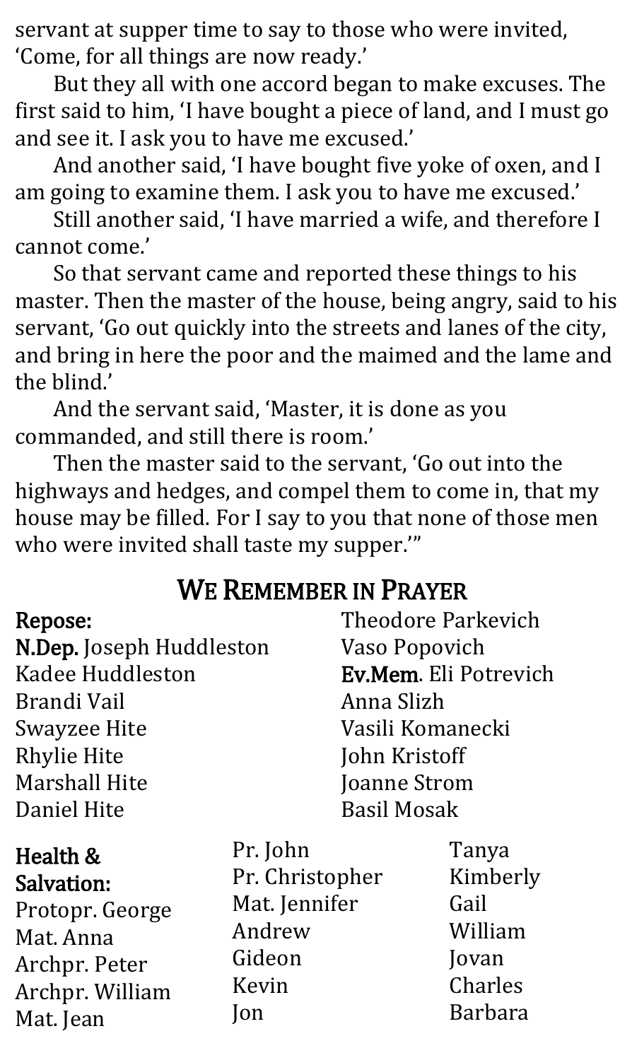servant at supper time to say to those who were invited, 'Come, for all things are now ready.'

But they all with one accord began to make excuses. The first said to him, 'I have bought a piece of land, and I must go and see it. I ask you to have me excused.'

And another said, 'I have bought five yoke of oxen, and I am going to examine them. I ask you to have me excused.'

Still another said, 'I have married a wife, and therefore I cannot come.'

So that servant came and reported these things to his master. Then the master of the house, being angry, said to his servant, 'Go out quickly into the streets and lanes of the city, and bring in here the poor and the maimed and the lame and the blind.'

And the servant said, 'Master, it is done as you commanded, and still there is room.'

Then the master said to the servant, 'Go out into the highways and hedges, and compel them to come in, that my house may be filled. For I say to you that none of those men who were invited shall taste my supper.'"

## We Remember in Prayer

**Repose:**
**N.Dep.** Joseph Huddleston
Kadee Huddleston
Brandi Vail
Swayzee Hite
Rhylie Hite
Marshall Hite
Daniel Hite
Theodore Parkevich
Vaso Popovich
**Ev.Mem**. Eli Potrevich
Anna Slizh
Vasili Komanecki
John Kristoff
Joanne Strom
Basil Mosak

**Health & Salvation:**
Protopr. George
Mat. Anna
Archpr. Peter
Archpr. William
Mat. Jean
Pr. John
Pr. Christopher
Mat. Jennifer
Andrew
Gideon
Kevin
Jon
Tanya
Kimberly
Gail
William
Jovan
Charles
Barbara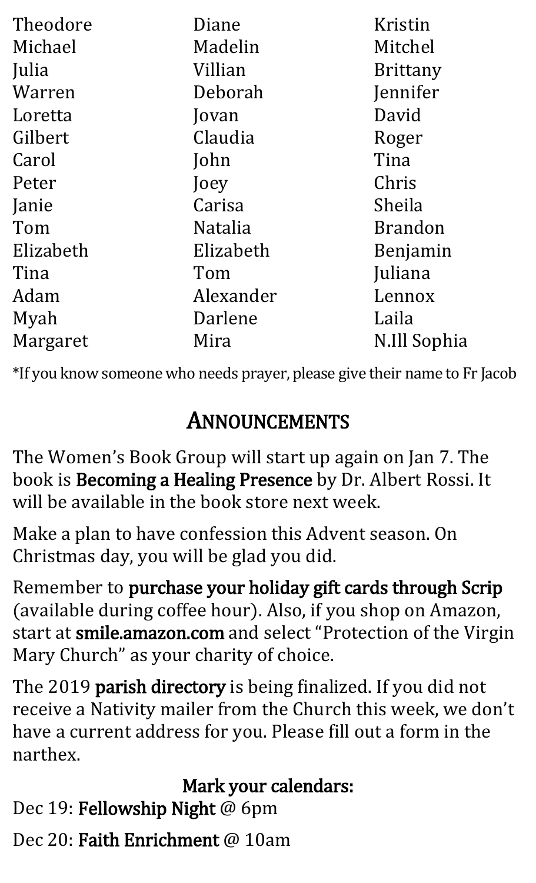Theodore
Michael
Julia
Warren
Loretta
Gilbert
Carol
Peter
Janie
Tom
Elizabeth
Tina
Adam
Myah
Margaret
Diane
Madelin
Villian
Deborah
Jovan
Claudia
John
Joey
Carisa
Natalia
Elizabeth
Tom
Alexander
Darlene
Mira
Kristin
Mitchel
Brittany
Jennifer
David
Roger
Tina
Chris
Sheila
Brandon
Benjamin
Juliana
Lennox
Laila
N.Ill Sophia

*If you know someone who needs prayer, please give their name to Fr Jacob

## ANNOUNCEMENTS

The Women's Book Group will start up again on Jan 7. The book is **Becoming a Healing Presence** by Dr. Albert Rossi. It will be available in the book store next week.

Make a plan to have confession this Advent season. On Christmas day, you will be glad you did.

Remember to **purchase your holiday gift cards through Scrip** (available during coffee hour). Also, if you shop on Amazon, start at **smile.amazon.com** and select "Protection of the Virgin Mary Church" as your charity of choice.

The 2019 **parish directory** is being finalized. If you did not receive a Nativity mailer from the Church this week, we don't have a current address for you. Please fill out a form in the narthex.

**Mark your calendars:**

Dec 19: **Fellowship Night** @ 6pm

Dec 20: **Faith Enrichment** @ 10am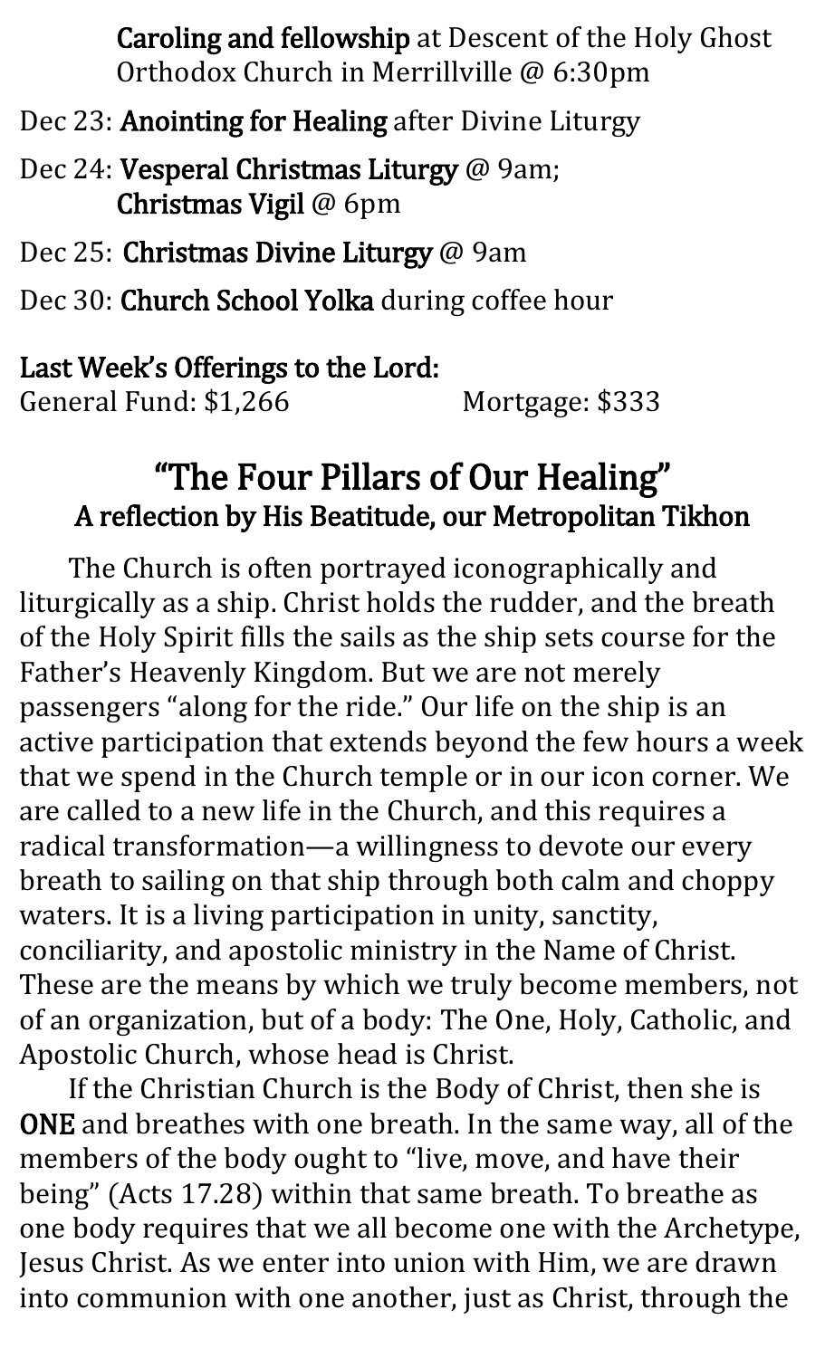**Caroling and fellowship** at Descent of the Holy Ghost Orthodox Church in Merrillville @ 6:30pm

Dec 23: **Anointing for Healing** after Divine Liturgy

Dec 24: **Vesperal Christmas Liturgy** @ 9am; **Christmas Vigil** @ 6pm

Dec 25: **Christmas Divine Liturgy** @ 9am

Dec 30: **Church School Yolka** during coffee hour

**Last Week's Offerings to the Lord:**
General Fund: $1,266 Mortgage: $333

## "The Four Pillars of Our Healing"
### A reflection by His Beatitude, our Metropolitan Tikhon

The Church is often portrayed iconographically and liturgically as a ship. Christ holds the rudder, and the breath of the Holy Spirit fills the sails as the ship sets course for the Father's Heavenly Kingdom. But we are not merely passengers "along for the ride." Our life on the ship is an active participation that extends beyond the few hours a week that we spend in the Church temple or in our icon corner. We are called to a new life in the Church, and this requires a radical transformation—a willingness to devote our every breath to sailing on that ship through both calm and choppy waters. It is a living participation in unity, sanctity, conciliarity, and apostolic ministry in the Name of Christ. These are the means by which we truly become members, not of an organization, but of a body: The One, Holy, Catholic, and Apostolic Church, whose head is Christ.

If the Christian Church is the Body of Christ, then she is **ONE** and breathes with one breath. In the same way, all of the members of the body ought to "live, move, and have their being" (Acts 17.28) within that same breath. To breathe as one body requires that we all become one with the Archetype, Jesus Christ. As we enter into union with Him, we are drawn into communion with one another, just as Christ, through the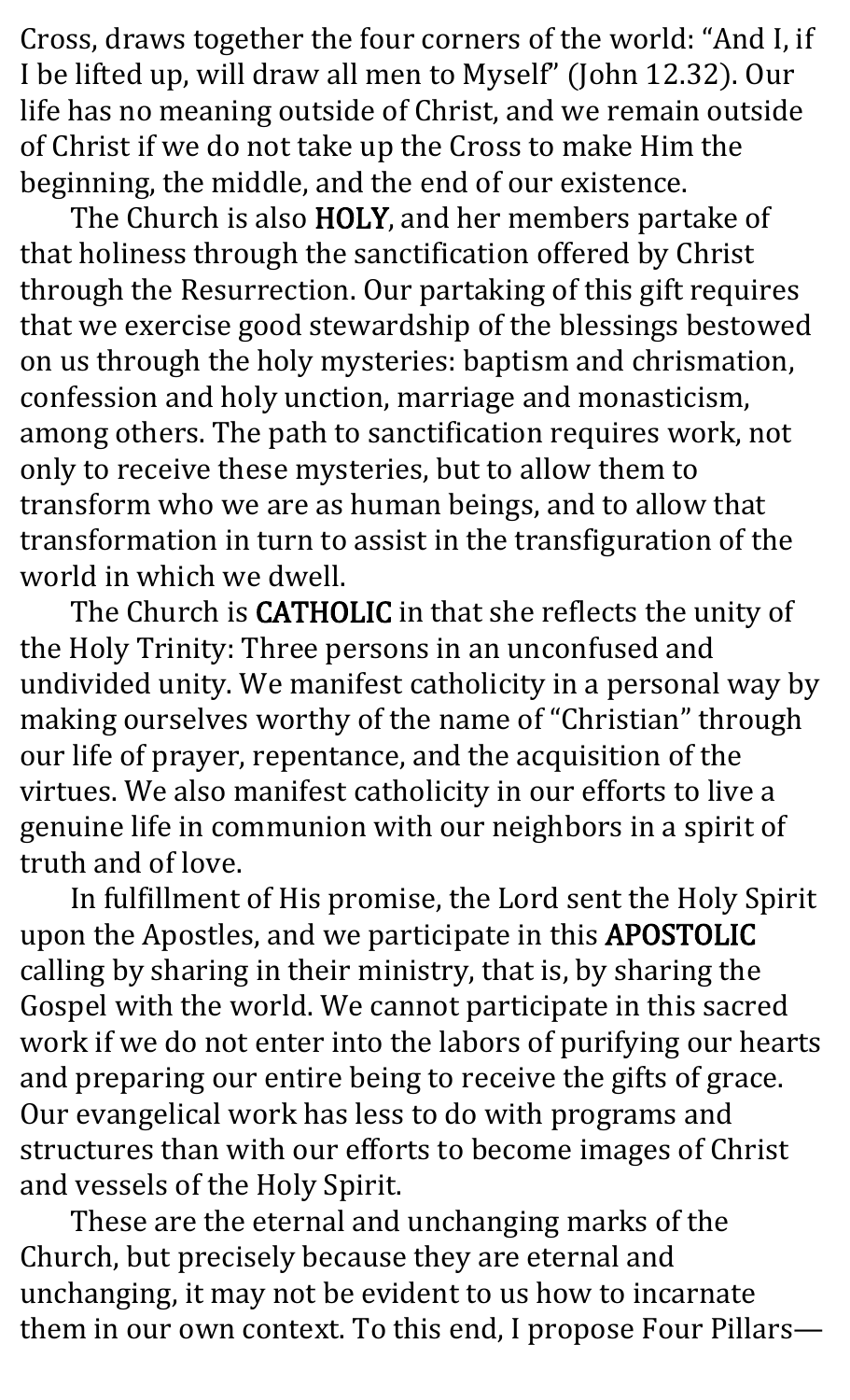Cross, draws together the four corners of the world: "And I, if I be lifted up, will draw all men to Myself" (John 12.32). Our life has no meaning outside of Christ, and we remain outside of Christ if we do not take up the Cross to make Him the beginning, the middle, and the end of our existence.

The Church is also **HOLY**, and her members partake of that holiness through the sanctification offered by Christ through the Resurrection. Our partaking of this gift requires that we exercise good stewardship of the blessings bestowed on us through the holy mysteries: baptism and chrismation, confession and holy unction, marriage and monasticism, among others. The path to sanctification requires work, not only to receive these mysteries, but to allow them to transform who we are as human beings, and to allow that transformation in turn to assist in the transfiguration of the world in which we dwell.

The Church is **CATHOLIC** in that she reflects the unity of the Holy Trinity: Three persons in an unconfused and undivided unity. We manifest catholicity in a personal way by making ourselves worthy of the name of "Christian" through our life of prayer, repentance, and the acquisition of the virtues. We also manifest catholicity in our efforts to live a genuine life in communion with our neighbors in a spirit of truth and of love.

In fulfillment of His promise, the Lord sent the Holy Spirit upon the Apostles, and we participate in this **APOSTOLIC** calling by sharing in their ministry, that is, by sharing the Gospel with the world. We cannot participate in this sacred work if we do not enter into the labors of purifying our hearts and preparing our entire being to receive the gifts of grace. Our evangelical work has less to do with programs and structures than with our efforts to become images of Christ and vessels of the Holy Spirit.

These are the eternal and unchanging marks of the Church, but precisely because they are eternal and unchanging, it may not be evident to us how to incarnate them in our own context. To this end, I propose Four Pillars—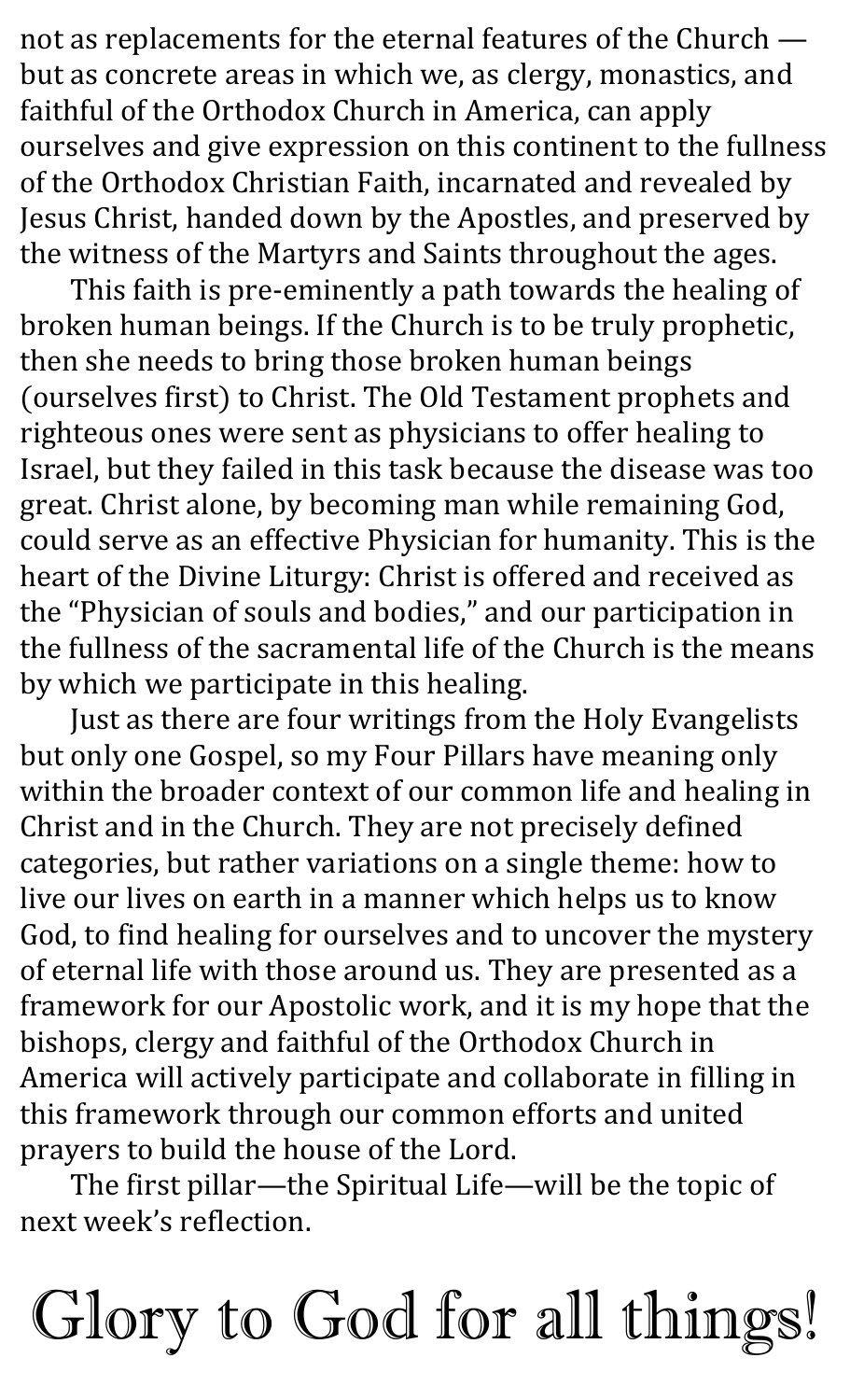not as replacements for the eternal features of the Church — but as concrete areas in which we, as clergy, monastics, and faithful of the Orthodox Church in America, can apply ourselves and give expression on this continent to the fullness of the Orthodox Christian Faith, incarnated and revealed by Jesus Christ, handed down by the Apostles, and preserved by the witness of the Martyrs and Saints throughout the ages.

This faith is pre-eminently a path towards the healing of broken human beings. If the Church is to be truly prophetic, then she needs to bring those broken human beings (ourselves first) to Christ. The Old Testament prophets and righteous ones were sent as physicians to offer healing to Israel, but they failed in this task because the disease was too great. Christ alone, by becoming man while remaining God, could serve as an effective Physician for humanity. This is the heart of the Divine Liturgy: Christ is offered and received as the "Physician of souls and bodies," and our participation in the fullness of the sacramental life of the Church is the means by which we participate in this healing.

Just as there are four writings from the Holy Evangelists but only one Gospel, so my Four Pillars have meaning only within the broader context of our common life and healing in Christ and in the Church. They are not precisely defined categories, but rather variations on a single theme: how to live our lives on earth in a manner which helps us to know God, to find healing for ourselves and to uncover the mystery of eternal life with those around us. They are presented as a framework for our Apostolic work, and it is my hope that the bishops, clergy and faithful of the Orthodox Church in America will actively participate and collaborate in filling in this framework through our common efforts and united prayers to build the house of the Lord.

The first pillar—the Spiritual Life—will be the topic of next week's reflection.

# Glory to God for all things!